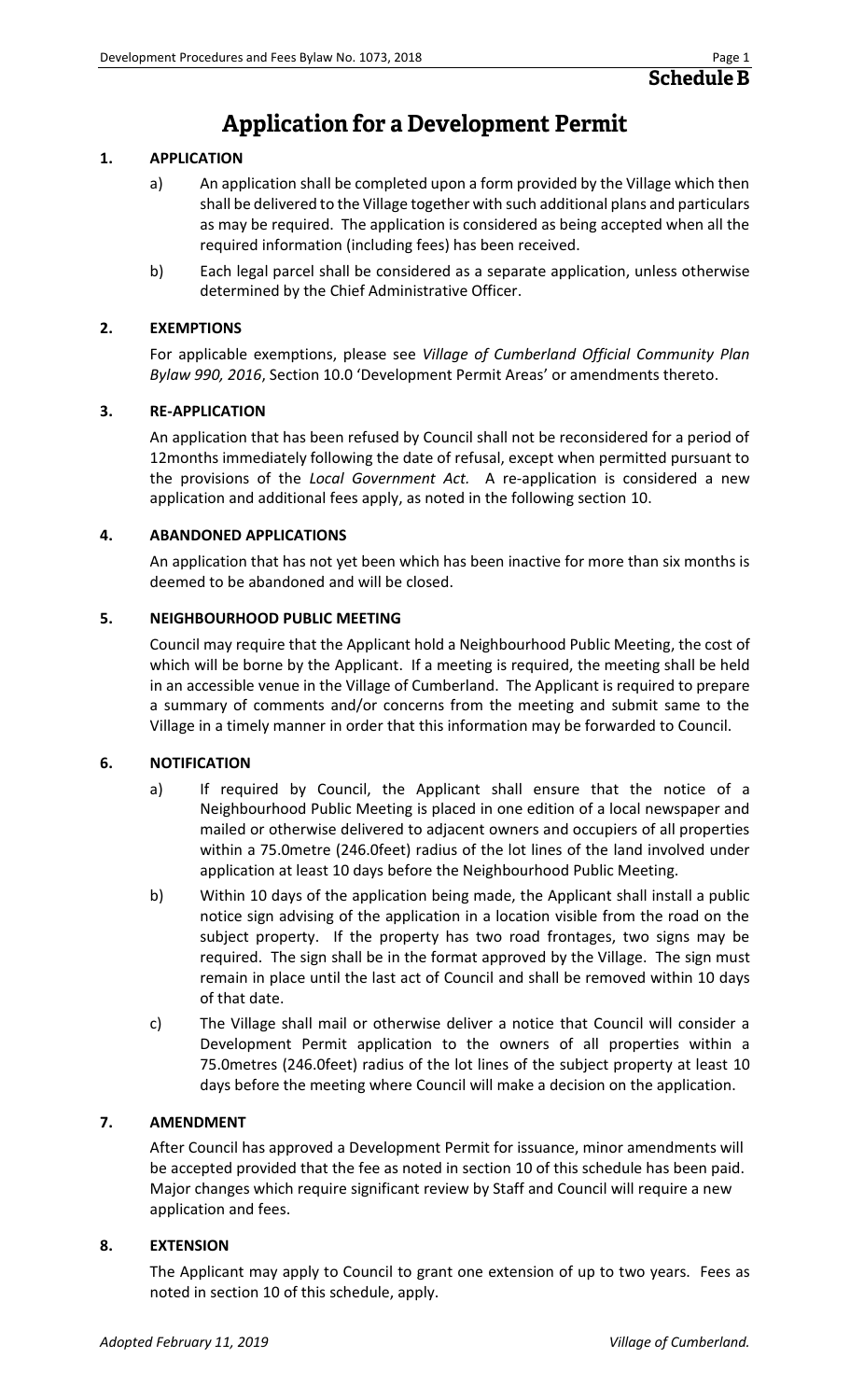# Schedule B

# Application for a Development Permit

## 1. APPLICATION

a) An application shall be completed upon a form provided by the Village which then shall be delivered to the Village together with such additional plans and particulars as may be required. The application is considered as being accepted when all the required information (including fees) has been received.

b) Each legal parcel shall be considered as a separate application, unless otherwise determined by the Chief Administrative Officer.

## 2. EXEMPTIONS

For applicable exemptions, please see *Village of Cumberland Official Community Plan Bylaw 990, 2016*, Section 10.0 'Development Permit Areas' or amendments thereto.

## 3. RE-APPLICATION

An application that has been refused by Council shall not be reconsidered for a period of 12months immediately following the date of refusal, except when permitted pursuant to the provisions of the *Local Government Act.* A re-application is considered a new application and additional fees apply, as noted in the following section 10.

## 4. ABANDONED APPLICATIONS

An application that has not yet been which has been inactive for more than six months is deemed to be abandoned and will be closed.

## 5. NEIGHBOURHOOD PUBLIC MEETING

Council may require that the Applicant hold a Neighbourhood Public Meeting, the cost of which will be borne by the Applicant. If a meeting is required, the meeting shall be held in an accessible venue in the Village of Cumberland. The Applicant is required to prepare a summary of comments and/or concerns from the meeting and submit same to the Village in a timely manner in order that this information may be forwarded to Council.

## 6. NOTIFICATION

a) If required by Council, the Applicant shall ensure that the notice of a Neighbourhood Public Meeting is placed in one edition of a local newspaper and mailed or otherwise delivered to adjacent owners and occupiers of all properties within a 75.0metre (246.0feet) radius of the lot lines of the land involved under application at least 10 days before the Neighbourhood Public Meeting.

b) Within 10 days of the application being made, the Applicant shall install a public notice sign advising of the application in a location visible from the road on the subject property. If the property has two road frontages, two signs may be required. The sign shall be in the format approved by the Village. The sign must remain in place until the last act of Council and shall be removed within 10 days of that date.

c) The Village shall mail or otherwise deliver a notice that Council will consider a Development Permit application to the owners of all properties within a 75.0metres (246.0feet) radius of the lot lines of the subject property at least 10 days before the meeting where Council will make a decision on the application.

## 7. AMENDMENT

After Council has approved a Development Permit for issuance, minor amendments will be accepted provided that the fee as noted in section 10 of this schedule has been paid. Major changes which require significant review by Staff and Council will require a new application and fees.

## 8. EXTENSION

The Applicant may apply to Council to grant one extension of up to two years. Fees as noted in section 10 of this schedule, apply.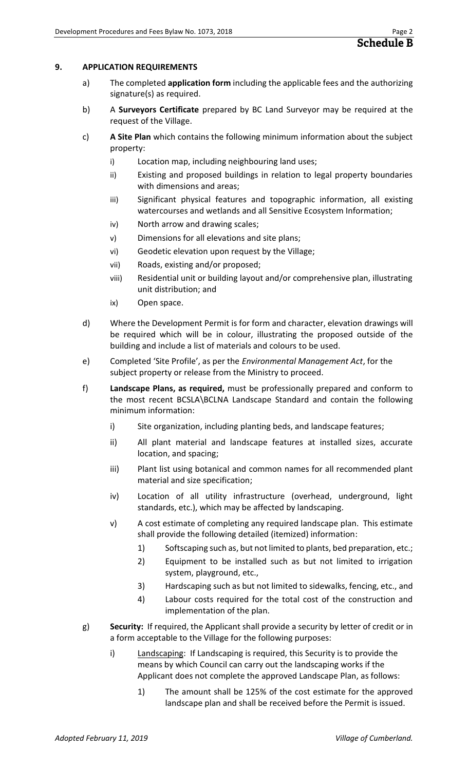**Schedule B**

## 9. APPLICATION REQUIREMENTS

a) The completed **application form** including the applicable fees and the authorizing signature(s) as required.

b) A **Surveyors Certificate** prepared by BC Land Surveyor may be required at the request of the Village.

c) **A Site Plan** which contains the following minimum information about the subject property:

   i) Location map, including neighbouring land uses;

   ii) Existing and proposed buildings in relation to legal property boundaries with dimensions and areas;

   iii) Significant physical features and topographic information, all existing watercourses and wetlands and all Sensitive Ecosystem Information;

   iv) North arrow and drawing scales;

   v) Dimensions for all elevations and site plans;

   vi) Geodetic elevation upon request by the Village;

   vii) Roads, existing and/or proposed;

   viii) Residential unit or building layout and/or comprehensive plan, illustrating unit distribution; and

   ix) Open space.

d) Where the Development Permit is for form and character, elevation drawings will be required which will be in colour, illustrating the proposed outside of the building and include a list of materials and colours to be used.

e) Completed 'Site Profile', as per the *Environmental Management Act*, for the subject property or release from the Ministry to proceed.

f) **Landscape Plans, as required,** must be professionally prepared and conform to the most recent BCSLA\BCLNA Landscape Standard and contain the following minimum information:

   i) Site organization, including planting beds, and landscape features;

   ii) All plant material and landscape features at installed sizes, accurate location, and spacing;

   iii) Plant list using botanical and common names for all recommended plant material and size specification;

   iv) Location of all utility infrastructure (overhead, underground, light standards, etc.), which may be affected by landscaping.

   v) A cost estimate of completing any required landscape plan. This estimate shall provide the following detailed (itemized) information:

      1) Softscaping such as, but not limited to plants, bed preparation, etc.;

      2) Equipment to be installed such as but not limited to irrigation system, playground, etc.,

      3) Hardscaping such as but not limited to sidewalks, fencing, etc., and

      4) Labour costs required for the total cost of the construction and implementation of the plan.

g) **Security:** If required, the Applicant shall provide a security by letter of credit or in a form acceptable to the Village for the following purposes:

   i) Landscaping: If Landscaping is required, this Security is to provide the means by which Council can carry out the landscaping works if the Applicant does not complete the approved Landscape Plan, as follows:

      1) The amount shall be 125% of the cost estimate for the approved landscape plan and shall be received before the Permit is issued.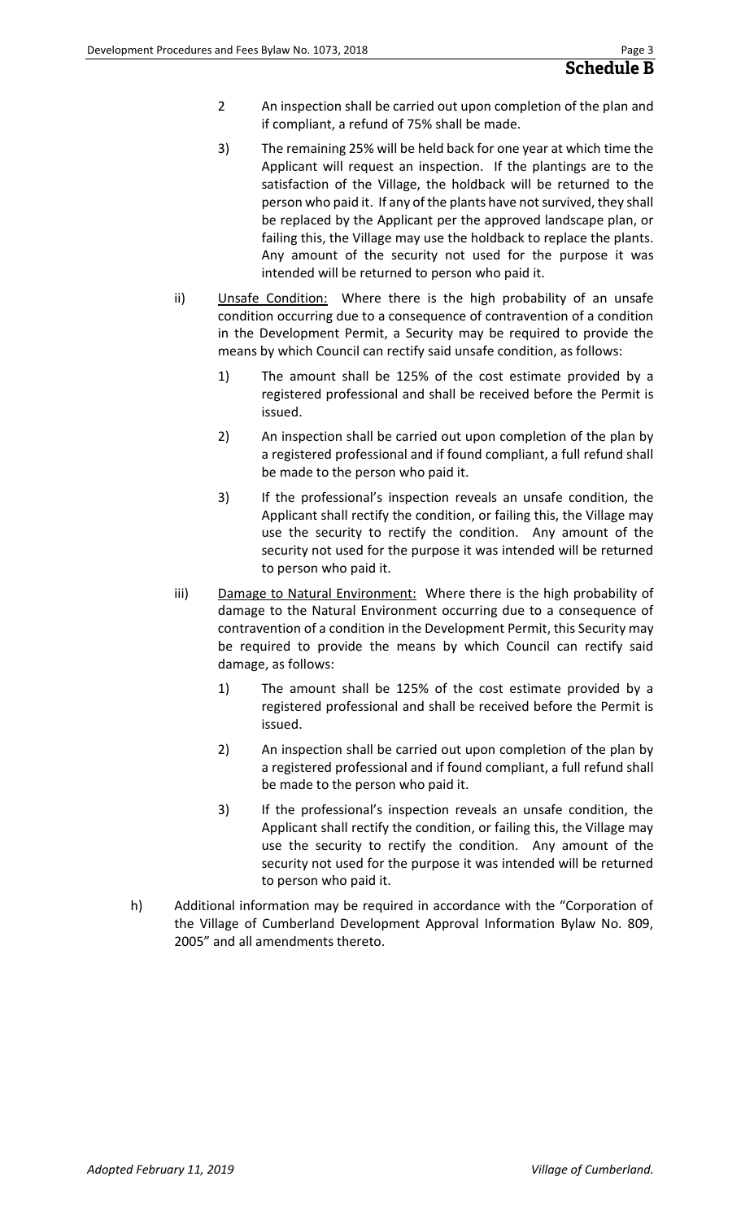## Schedule B

2 An inspection shall be carried out upon completion of the plan and if compliant, a refund of 75% shall be made.

3) The remaining 25% will be held back for one year at which time the Applicant will request an inspection. If the plantings are to the satisfaction of the Village, the holdback will be returned to the person who paid it. If any of the plants have not survived, they shall be replaced by the Applicant per the approved landscape plan, or failing this, the Village may use the holdback to replace the plants. Any amount of the security not used for the purpose it was intended will be returned to person who paid it.

ii) Unsafe Condition: Where there is the high probability of an unsafe condition occurring due to a consequence of contravention of a condition in the Development Permit, a Security may be required to provide the means by which Council can rectify said unsafe condition, as follows:

1) The amount shall be 125% of the cost estimate provided by a registered professional and shall be received before the Permit is issued.

2) An inspection shall be carried out upon completion of the plan by a registered professional and if found compliant, a full refund shall be made to the person who paid it.

3) If the professional's inspection reveals an unsafe condition, the Applicant shall rectify the condition, or failing this, the Village may use the security to rectify the condition. Any amount of the security not used for the purpose it was intended will be returned to person who paid it.

iii) Damage to Natural Environment: Where there is the high probability of damage to the Natural Environment occurring due to a consequence of contravention of a condition in the Development Permit, this Security may be required to provide the means by which Council can rectify said damage, as follows:

1) The amount shall be 125% of the cost estimate provided by a registered professional and shall be received before the Permit is issued.

2) An inspection shall be carried out upon completion of the plan by a registered professional and if found compliant, a full refund shall be made to the person who paid it.

3) If the professional's inspection reveals an unsafe condition, the Applicant shall rectify the condition, or failing this, the Village may use the security to rectify the condition. Any amount of the security not used for the purpose it was intended will be returned to person who paid it.

h) Additional information may be required in accordance with the "Corporation of the Village of Cumberland Development Approval Information Bylaw No. 809, 2005" and all amendments thereto.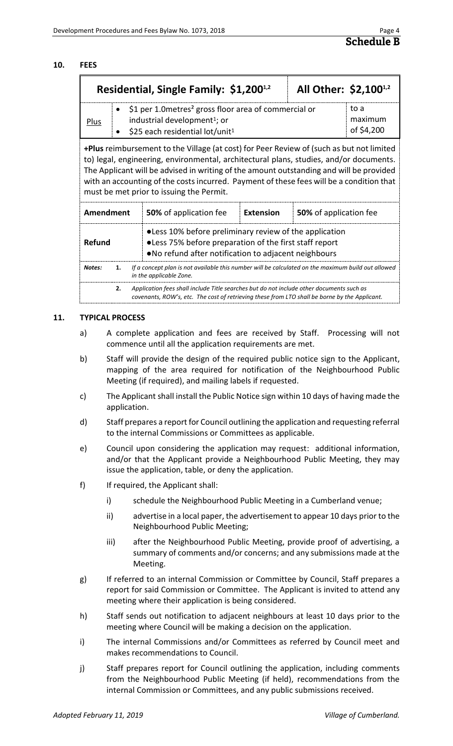## Schedule B

### 10. FEES

| Residential, Single Family: $1,200[1,2] | | | All Other: $2,100[1,2] | |
|---|---|---|---|---|
| Plus | • $1 per 1.0metres$^2$ gross floor area of commercial or industrial development[1]; or<br>• $25 each residential lot/unit[1] | | | to a maximum of $4,200 |
| **+Plus** reimbursement to the Village (at cost) for Peer Review of (such as but not limited to) legal, engineering, environmental, architectural plans, studies, and/or documents. The Applicant will be advised in writing of the amount outstanding and will be provided with an accounting of the costs incurred. Payment of these fees will be a condition that must be met prior to issuing the Permit. | | | | |
| **Amendment** | **50%** of application fee | **Extension** | **50%** of application fee | |
| **Refund** | ●Less 10% before preliminary review of the application<br>●Less 75% before preparation of the first staff report<br>●No refund after notification to adjacent neighbours | | | |

*Notes:*

1. *If a concept plan is not available this number will be calculated on the maximum build out allowed in the applicable Zone.*
2. *Application fees shall include Title searches but do not include other documents such as covenants, ROW's, etc. The cost of retrieving these from LTO shall be borne by the Applicant.*

### 11. TYPICAL PROCESS

a) A complete application and fees are received by Staff. Processing will not commence until all the application requirements are met.

b) Staff will provide the design of the required public notice sign to the Applicant, mapping of the area required for notification of the Neighbourhood Public Meeting (if required), and mailing labels if requested.

c) The Applicant shall install the Public Notice sign within 10 days of having made the application.

d) Staff prepares a report for Council outlining the application and requesting referral to the internal Commissions or Committees as applicable.

e) Council upon considering the application may request: additional information, and/or that the Applicant provide a Neighbourhood Public Meeting, they may issue the application, table, or deny the application.

f) If required, the Applicant shall:

   i) schedule the Neighbourhood Public Meeting in a Cumberland venue;

   ii) advertise in a local paper, the advertisement to appear 10 days prior to the Neighbourhood Public Meeting;

   iii) after the Neighbourhood Public Meeting, provide proof of advertising, a summary of comments and/or concerns; and any submissions made at the Meeting.

g) If referred to an internal Commission or Committee by Council, Staff prepares a report for said Commission or Committee. The Applicant is invited to attend any meeting where their application is being considered.

h) Staff sends out notification to adjacent neighbours at least 10 days prior to the meeting where Council will be making a decision on the application.

i) The internal Commissions and/or Committees as referred by Council meet and makes recommendations to Council.

j) Staff prepares report for Council outlining the application, including comments from the Neighbourhood Public Meeting (if held), recommendations from the internal Commission or Committees, and any public submissions received.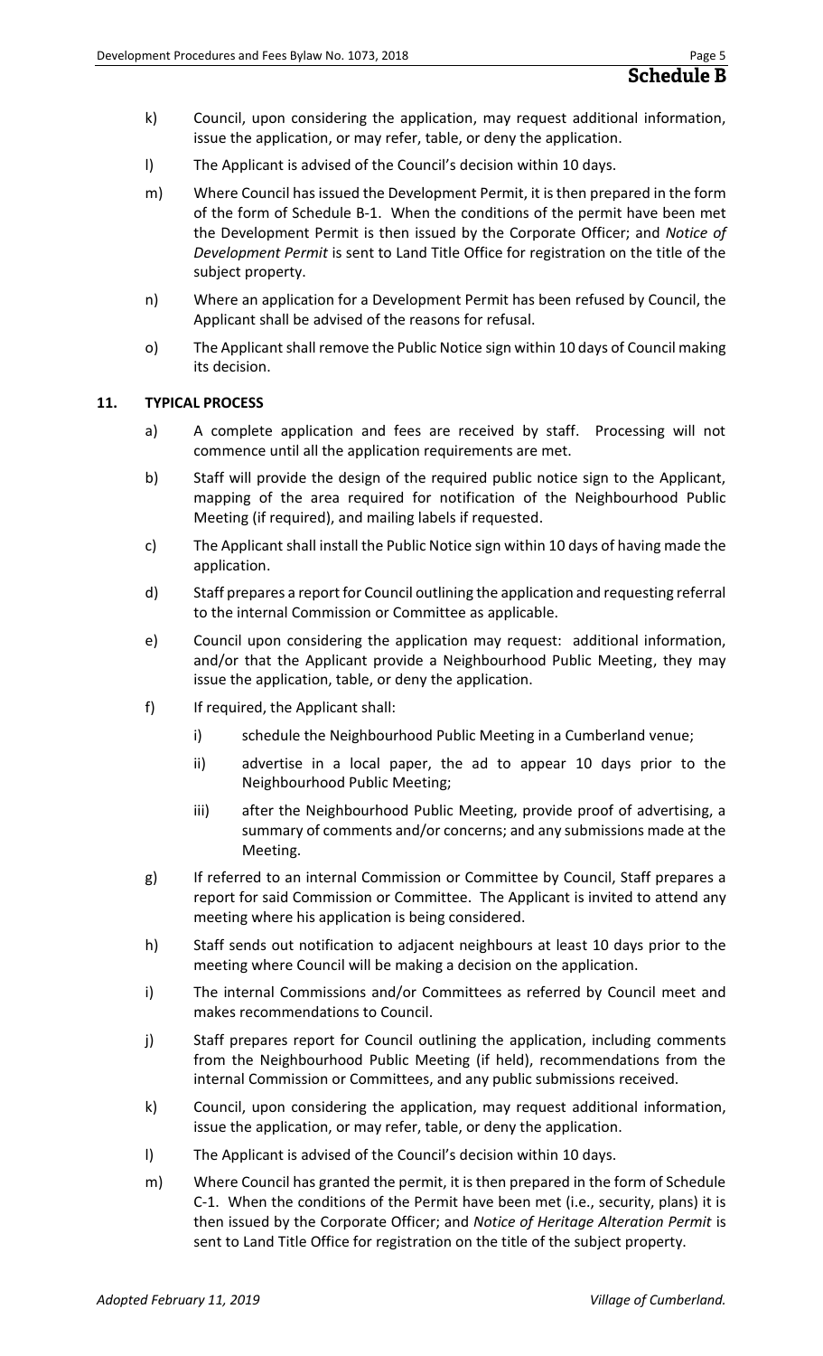**Schedule B**

k) Council, upon considering the application, may request additional information, issue the application, or may refer, table, or deny the application.

l) The Applicant is advised of the Council's decision within 10 days.

m) Where Council has issued the Development Permit, it is then prepared in the form of the form of Schedule B-1. When the conditions of the permit have been met the Development Permit is then issued by the Corporate Officer; and *Notice of Development Permit* is sent to Land Title Office for registration on the title of the subject property.

n) Where an application for a Development Permit has been refused by Council, the Applicant shall be advised of the reasons for refusal.

o) The Applicant shall remove the Public Notice sign within 10 days of Council making its decision.

## 11. TYPICAL PROCESS

a) A complete application and fees are received by staff. Processing will not commence until all the application requirements are met.

b) Staff will provide the design of the required public notice sign to the Applicant, mapping of the area required for notification of the Neighbourhood Public Meeting (if required), and mailing labels if requested.

c) The Applicant shall install the Public Notice sign within 10 days of having made the application.

d) Staff prepares a report for Council outlining the application and requesting referral to the internal Commission or Committee as applicable.

e) Council upon considering the application may request: additional information, and/or that the Applicant provide a Neighbourhood Public Meeting, they may issue the application, table, or deny the application.

f) If required, the Applicant shall:

   i) schedule the Neighbourhood Public Meeting in a Cumberland venue;

   ii) advertise in a local paper, the ad to appear 10 days prior to the Neighbourhood Public Meeting;

   iii) after the Neighbourhood Public Meeting, provide proof of advertising, a summary of comments and/or concerns; and any submissions made at the Meeting.

g) If referred to an internal Commission or Committee by Council, Staff prepares a report for said Commission or Committee. The Applicant is invited to attend any meeting where his application is being considered.

h) Staff sends out notification to adjacent neighbours at least 10 days prior to the meeting where Council will be making a decision on the application.

i) The internal Commissions and/or Committees as referred by Council meet and makes recommendations to Council.

j) Staff prepares report for Council outlining the application, including comments from the Neighbourhood Public Meeting (if held), recommendations from the internal Commission or Committees, and any public submissions received.

k) Council, upon considering the application, may request additional information, issue the application, or may refer, table, or deny the application.

l) The Applicant is advised of the Council's decision within 10 days.

m) Where Council has granted the permit, it is then prepared in the form of Schedule C-1. When the conditions of the Permit have been met (i.e., security, plans) it is then issued by the Corporate Officer; and *Notice of Heritage Alteration Permit* is sent to Land Title Office for registration on the title of the subject property.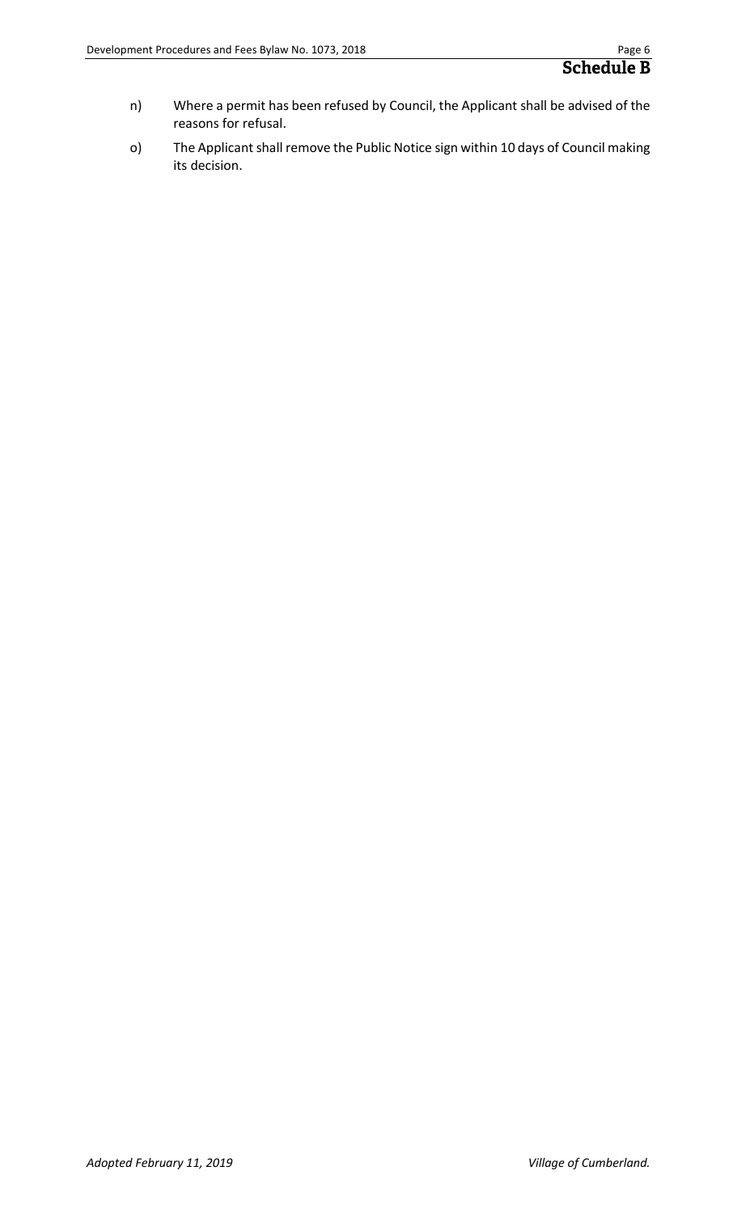n) Where a permit has been refused by Council, the Applicant shall be advised of the reasons for refusal.

o) The Applicant shall remove the Public Notice sign within 10 days of Council making its decision.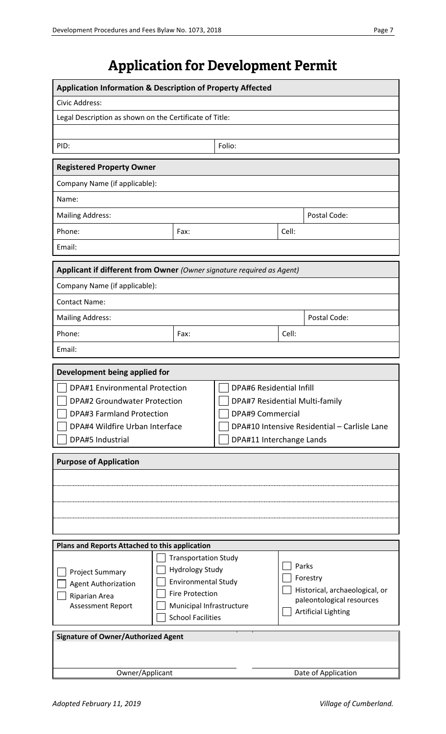# Application for Development Permit

| **Application Information & Description of Property Affected** | |
|---|---|
| Civic Address: | |
| Legal Description as shown on the Certificate of Title: | |
| | |
| PID: | Folio: |

| **Registered Property Owner** | | |
|---|---|---|
| Company Name (if applicable): | | |
| Name: | | |
| Mailing Address: | | Postal Code: |
| Phone: | Fax: | Cell: |
| Email: | | |

| **Applicant if different from Owner** *(Owner signature required as Agent)* | | |
|---|---|---|
| Company Name (if applicable): | | |
| Contact Name: | | |
| Mailing Address: | | Postal Code: |
| Phone: | Fax: | Cell: |
| Email: | | |

**Development being applied for**

- ☐ DPA#1 Environmental Protection
- ☐ DPA#2 Groundwater Protection
- ☐ DPA#3 Farmland Protection
- ☐ DPA#4 Wildfire Urban Interface
- ☐ DPA#5 Industrial
- ☐ DPA#6 Residential Infill
- ☐ DPA#7 Residential Multi-family
- ☐ DPA#9 Commercial
- ☐ DPA#10 Intensive Residential – Carlisle Lane
- ☐ DPA#11 Interchange Lands

**Purpose of Application**

&nbsp;

**Plans and Reports Attached to this application**

- ☐ Project Summary
- ☐ Agent Authorization
- ☐ Riparian Area Assessment Report
- ☐ Transportation Study
- ☐ Hydrology Study
- ☐ Environmental Study
- ☐ Fire Protection
- ☐ Municipal Infrastructure
- ☐ School Facilities
- ☐ Parks
- ☐ Forestry
- ☐ Historical, archaeological, or paleontological resources
- ☐ Artificial Lighting

**Signature of Owner/Authorized Agent**

| Owner/Applicant | Date of Application |
|---|---|
| | |

*Adopted February 11, 2019* *Village of Cumberland.*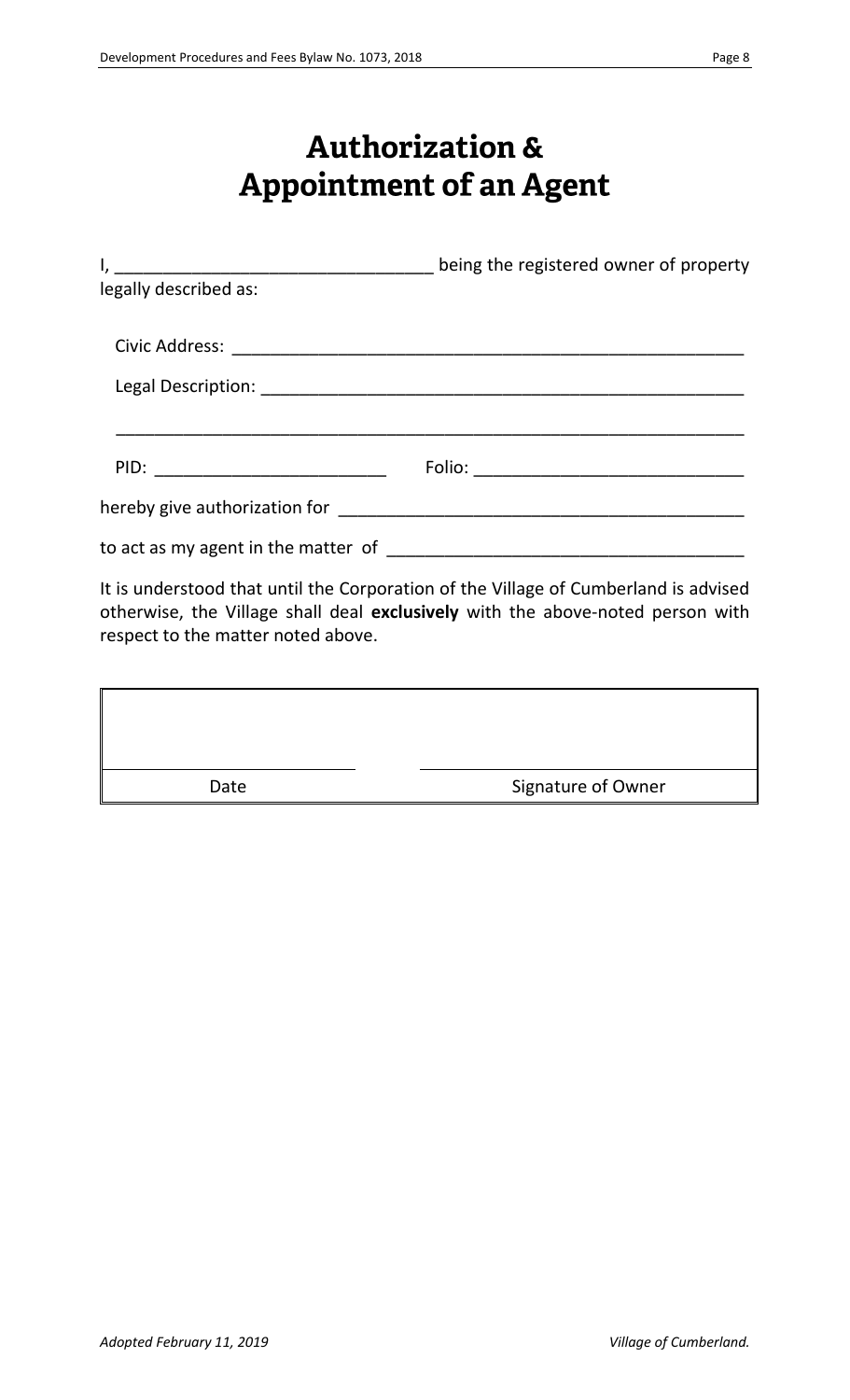# Authorization & Appointment of an Agent

I, ________________________________ being the registered owner of property legally described as:

Civic Address: ______________________________________________________

Legal Description: ___________________________________________________

_________________________________________________________________

PID: ________________________ Folio: ___________________________

hereby give authorization for __________________________________________

to act as my agent in the matter of ____________________________________

It is understood that until the Corporation of the Village of Cumberland is advised otherwise, the Village shall deal **exclusively** with the above-noted person with respect to the matter noted above.

| | |
|---|---|
| | |
| Date | Signature of Owner |

*Adopted February 11, 2019*

*Village of Cumberland.*